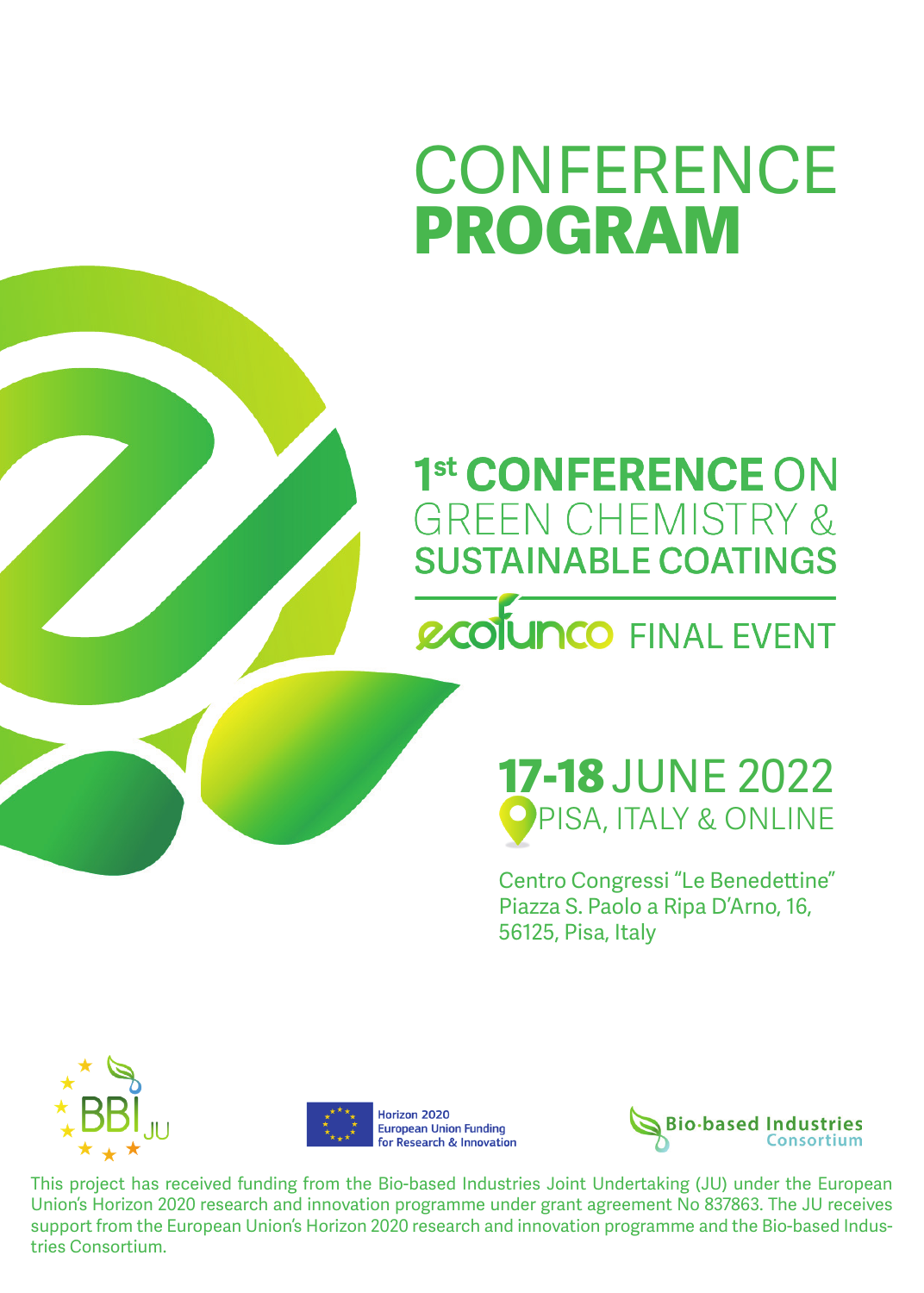# CONFERENCE **PROGRAM**

## 1st CONFERENCE ON GREEN CHEMISTRY & SUSTAINABLE COATINGS

## ecofunco FINAL EVENT

**17-18** JUNE 2022

PISA, ITALY & ONLINE

Centro Congressi "Le Benedettine"
Piazza S. Paolo a Ripa D'Arno, 16,
56125, Pisa, Italy

BBI JU

Horizon 2020
European Union Funding
for Research & Innovation

Bio-based Industries Consortium

This project has received funding from the Bio-based Industries Joint Undertaking (JU) under the European Union's Horizon 2020 research and innovation programme under grant agreement No 837863. The JU receives support from the European Union's Horizon 2020 research and innovation programme and the Bio-based Industries Consortium.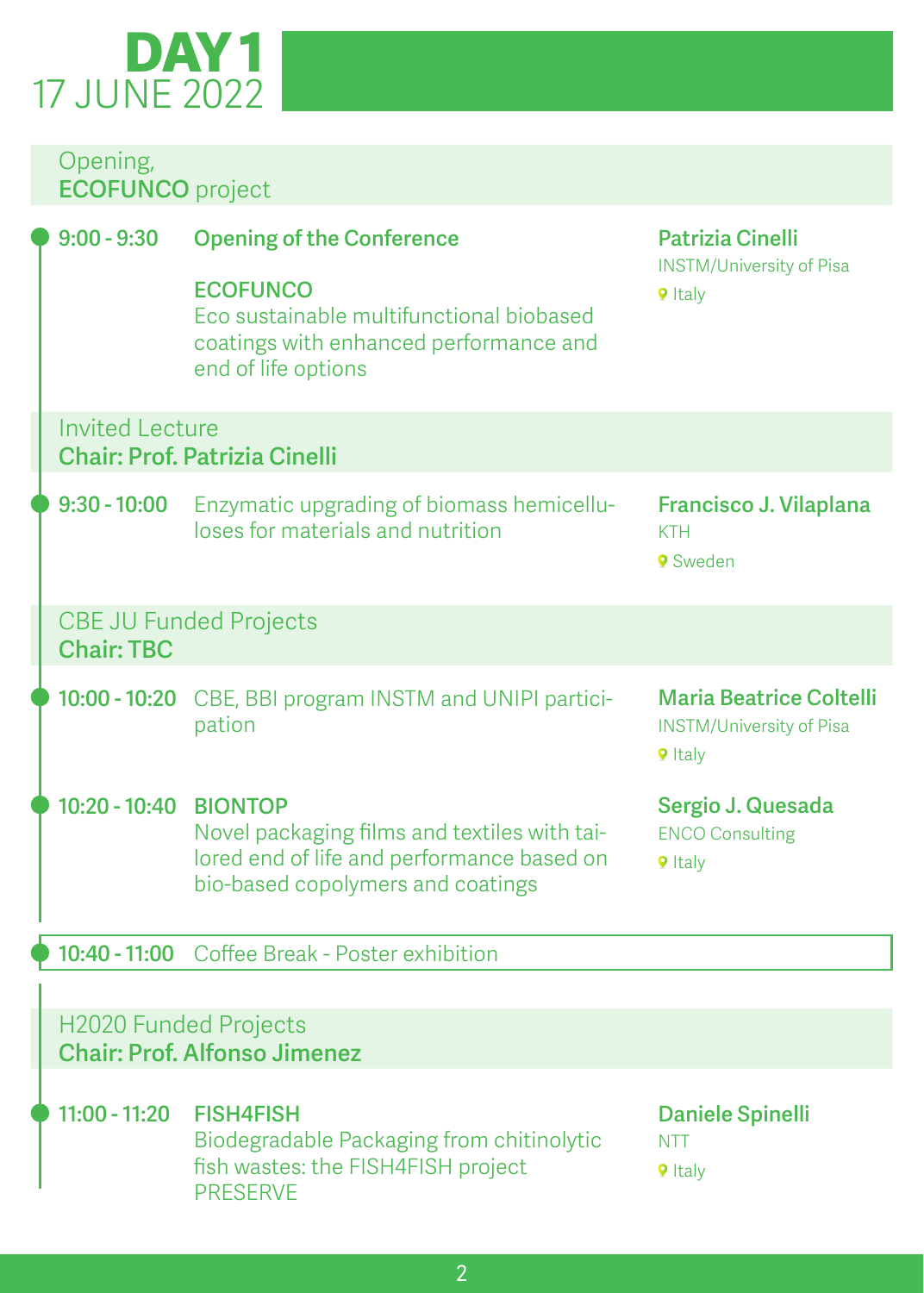# DAY 1
17 JUNE 2022

## Opening, **ECOFUNCO** project

**9:00 - 9:30** **Opening of the Conference**

**ECOFUNCO**
Eco sustainable multifunctional biobased coatings with enhanced performance and end of life options

**Patrizia Cinelli**
INSTM/University of Pisa
Italy

## Invited Lecture
**Chair: Prof. Patrizia Cinelli**

**9:30 - 10:00** Enzymatic upgrading of biomass hemicelluloses for materials and nutrition

**Francisco J. Vilaplana**
KTH
Sweden

## CBE JU Funded Projects
**Chair: TBC**

**10:00 - 10:20** CBE, BBI program INSTM and UNIPI participation

**Maria Beatrice Coltelli**
INSTM/University of Pisa
Italy

**10:20 - 10:40** **BIONTOP**
Novel packaging films and textiles with tailored end of life and performance based on bio-based copolymers and coatings

**Sergio J. Quesada**
ENCO Consulting
Italy

**10:40 - 11:00** Coffee Break - Poster exhibition

## H2020 Funded Projects
**Chair: Prof. Alfonso Jimenez**

**11:00 - 11:20** **FISH4FISH**
Biodegradable Packaging from chitinolytic fish wastes: the FISH4FISH project
PRESERVE

**Daniele Spinelli**
NTT
Italy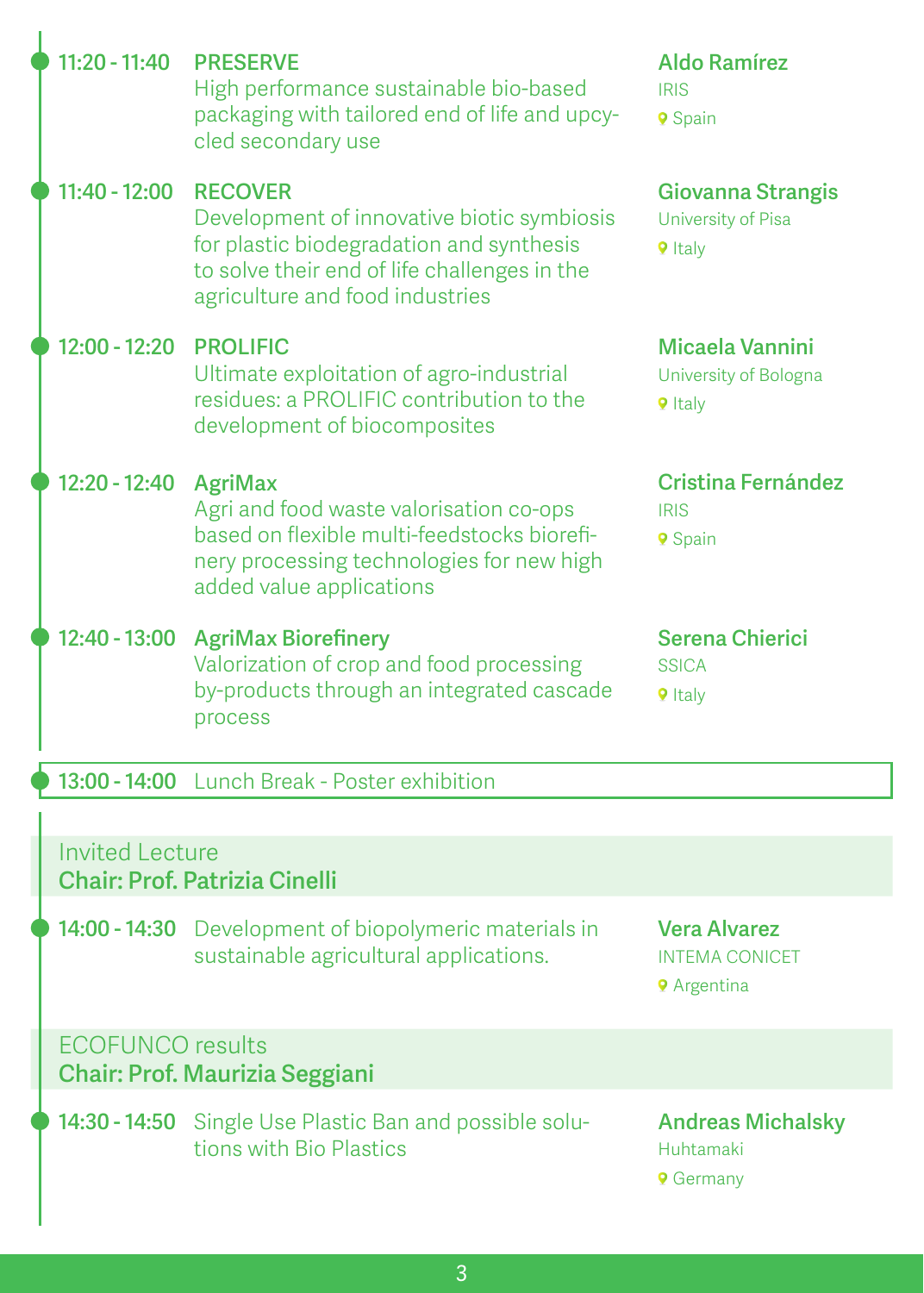**11:20 - 11:40** **PRESERVE**
High performance sustainable bio-based packaging with tailored end of life and upcycled secondary use
**Aldo Ramírez**
IRIS
Spain

**11:40 - 12:00** **RECOVER**
Development of innovative biotic symbiosis for plastic biodegradation and synthesis to solve their end of life challenges in the agriculture and food industries
**Giovanna Strangis**
University of Pisa
Italy

**12:00 - 12:20** **PROLIFIC**
Ultimate exploitation of agro-industrial residues: a PROLIFIC contribution to the development of biocomposites
**Micaela Vannini**
University of Bologna
Italy

**12:20 - 12:40** **AgriMax**
Agri and food waste valorisation co-ops based on flexible multi-feedstocks biorefinery processing technologies for new high added value applications
**Cristina Fernández**
IRIS
Spain

**12:40 - 13:00** **AgriMax Biorefinery**
Valorization of crop and food processing by-products through an integrated cascade process
**Serena Chierici**
SSICA
Italy

**13:00 - 14:00** Lunch Break - Poster exhibition

## Invited Lecture
**Chair: Prof. Patrizia Cinelli**

**14:00 - 14:30** Development of biopolymeric materials in sustainable agricultural applications.
**Vera Alvarez**
INTEMA CONICET
Argentina

## ECOFUNCO results
**Chair: Prof. Maurizia Seggiani**

**14:30 - 14:50** Single Use Plastic Ban and possible solutions with Bio Plastics
**Andreas Michalsky**
Huhtamaki
Germany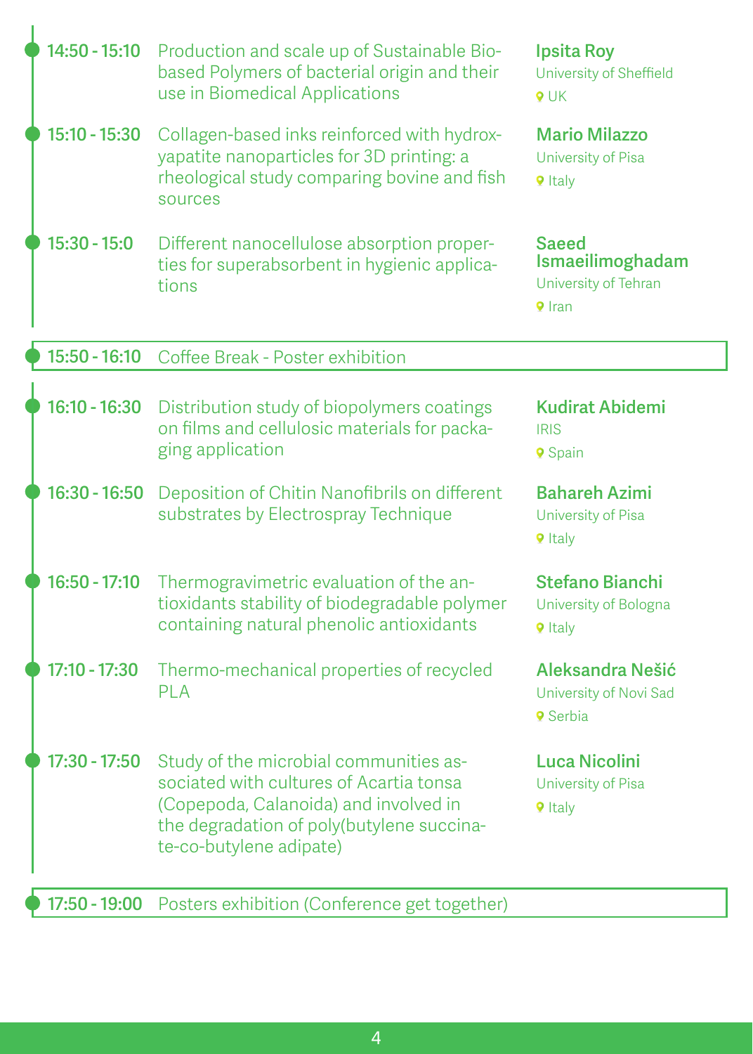| Time | Title | Speaker |
|---|---|---|
| 14:50 - 15:10 | Production and scale up of Sustainable Bio-based Polymers of bacterial origin and their use in Biomedical Applications | **Ipsita Roy**<br>University of Sheffield<br>UK |
| 15:10 - 15:30 | Collagen-based inks reinforced with hydroxyapatite nanoparticles for 3D printing: a rheological study comparing bovine and fish sources | **Mario Milazzo**<br>University of Pisa<br>Italy |
| 15:30 - 15:0 | Different nanocellulose absorption properties for superabsorbent in hygienic applications | **Saeed Ismaeilimoghadam**<br>University of Tehran<br>Iran |
| 15:50 - 16:10 | Coffee Break - Poster exhibition | |
| 16:10 - 16:30 | Distribution study of biopolymers coatings on films and cellulosic materials for packaging application | **Kudirat Abidemi**<br>IRIS<br>Spain |
| 16:30 - 16:50 | Deposition of Chitin Nanofibrils on different substrates by Electrospray Technique | **Bahareh Azimi**<br>University of Pisa<br>Italy |
| 16:50 - 17:10 | Thermogravimetric evaluation of the antioxidants stability of biodegradable polymer containing natural phenolic antioxidants | **Stefano Bianchi**<br>University of Bologna<br>Italy |
| 17:10 - 17:30 | Thermo-mechanical properties of recycled PLA | **Aleksandra Nešić**<br>University of Novi Sad<br>Serbia |
| 17:30 - 17:50 | Study of the microbial communities associated with cultures of Acartia tonsa (Copepoda, Calanoida) and involved in the degradation of poly(butylene succinate-co-butylene adipate) | **Luca Nicolini**<br>University of Pisa<br>Italy |
| 17:50 - 19:00 | Posters exhibition (Conference get together) | |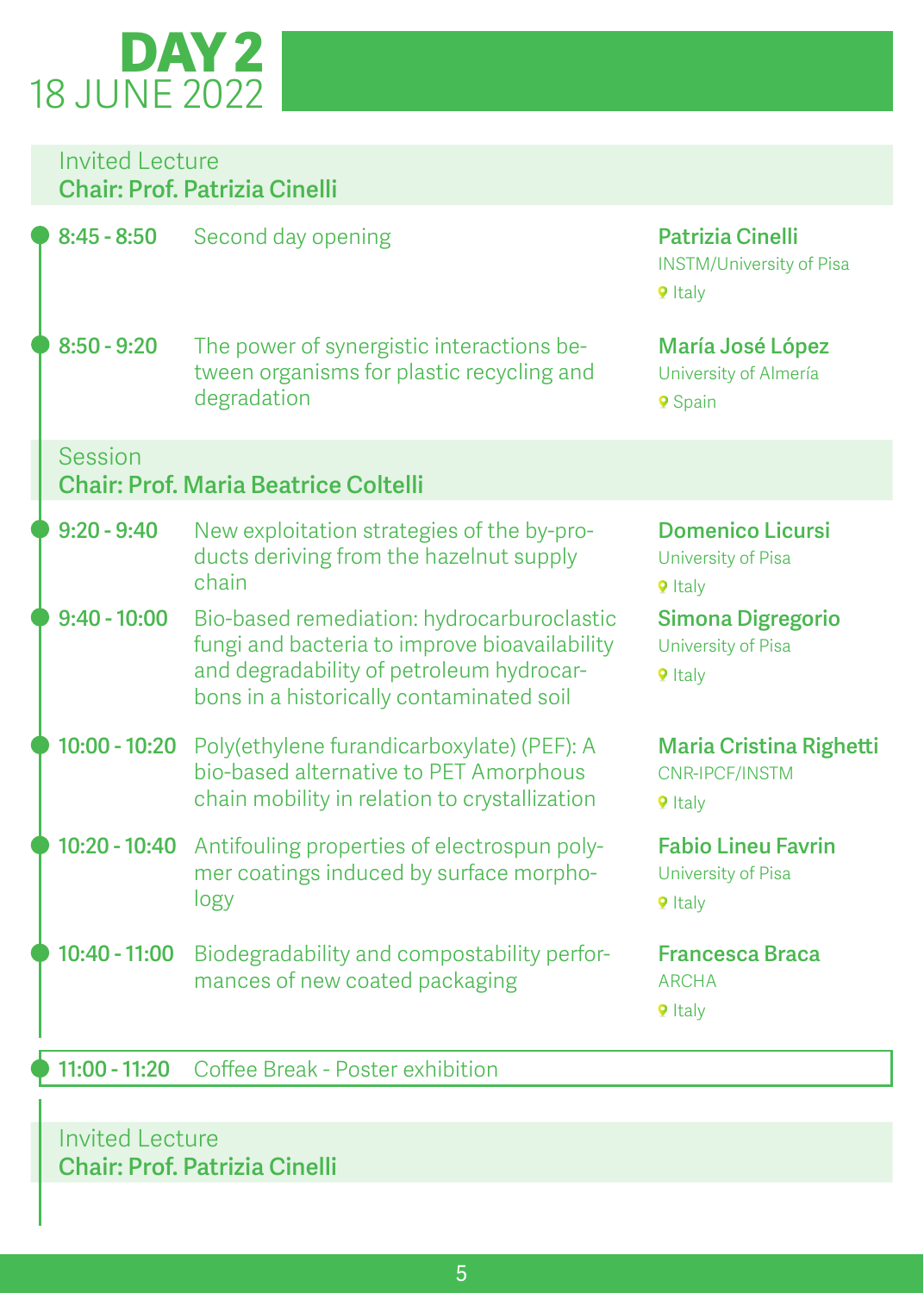# DAY 2
## 18 JUNE 2022

### Invited Lecture
**Chair: Prof. Patrizia Cinelli**

| Time | Title | Speaker |
|---|---|---|
| **8:45 - 8:50** | Second day opening | **Patrizia Cinelli**<br>INSTM/University of Pisa<br>Italy |
| **8:50 - 9:20** | The power of synergistic interactions between organisms for plastic recycling and degradation | **María José López**<br>University of Almería<br>Spain |

### Session
**Chair: Prof. Maria Beatrice Coltelli**

| Time | Title | Speaker |
|---|---|---|
| **9:20 - 9:40** | New exploitation strategies of the by-products deriving from the hazelnut supply chain | **Domenico Licursi**<br>University of Pisa<br>Italy |
| **9:40 - 10:00** | Bio-based remediation: hydrocarburoclastic fungi and bacteria to improve bioavailability and degradability of petroleum hydrocarbons in a historically contaminated soil | **Simona Digregorio**<br>University of Pisa<br>Italy |
| **10:00 - 10:20** | Poly(ethylene furandicarboxylate) (PEF): A bio-based alternative to PET Amorphous chain mobility in relation to crystallization | **Maria Cristina Righetti**<br>CNR-IPCF/INSTM<br>Italy |
| **10:20 - 10:40** | Antifouling properties of electrospun polymer coatings induced by surface morphology | **Fabio Lineu Favrin**<br>University of Pisa<br>Italy |
| **10:40 - 11:00** | Biodegradability and compostability performances of new coated packaging | **Francesca Braca**<br>ARCHA<br>Italy |

**11:00 - 11:20** Coffee Break - Poster exhibition

### Invited Lecture
**Chair: Prof. Patrizia Cinelli**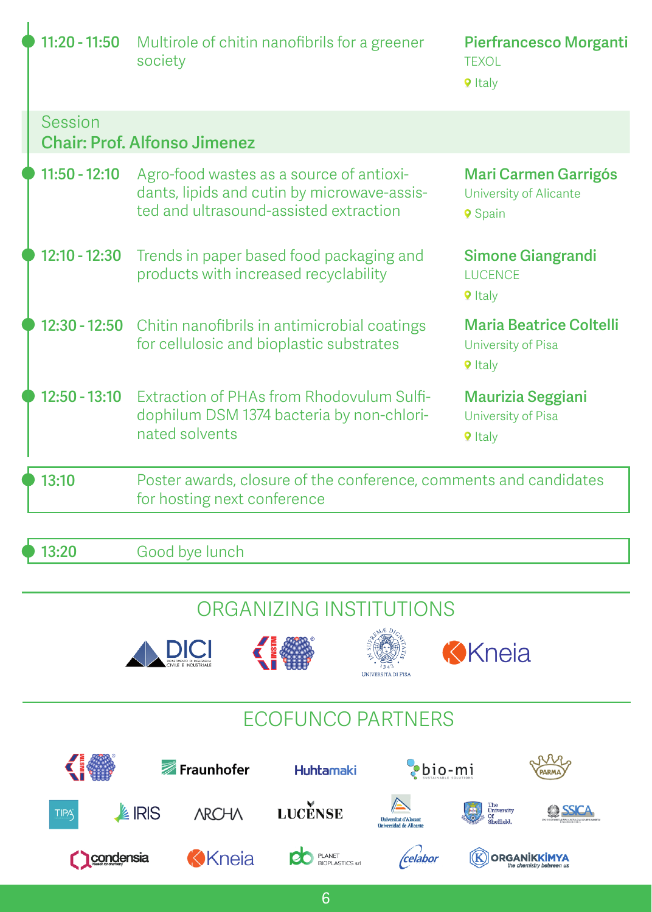**11:20 - 11:50** Multirole of chitin nanofibrils for a greener society
**Pierfrancesco Morganti**
TEXOL
Italy

## Session
**Chair: Prof. Alfonso Jimenez**

**11:50 - 12:10** Agro-food wastes as a source of antioxidants, lipids and cutin by microwave-assisted and ultrasound-assisted extraction
**Mari Carmen Garrigós**
University of Alicante
Spain

**12:10 - 12:30** Trends in paper based food packaging and products with increased recyclability
**Simone Giangrandi**
LUCENCE
Italy

**12:30 - 12:50** Chitin nanofibrils in antimicrobial coatings for cellulosic and bioplastic substrates
**Maria Beatrice Coltelli**
University of Pisa
Italy

**12:50 - 13:10** Extraction of PHAs from Rhodovulum Sulfidophilum DSM 1374 bacteria by non-chlorinated solvents
**Maurizia Seggiani**
University of Pisa
Italy

**13:10** Poster awards, closure of the conference, comments and candidates for hosting next conference

**13:20** Good bye lunch

## ORGANIZING INSTITUTIONS

DICI – Dipartimento di Ingegneria Civile e Industriale
INSTM
Università di Pisa
Kneia

## ECOFUNCO PARTNERS

INSTM, Fraunhofer, Huhtamaki, bio-mi, Parma, TIPA, IRIS, ARCHA, LUCENSE, Universitat d'Alacant / Universidad de Alicante, The University of Sheffield, SSICA, condensia, Kneia, Planet Bioplastics srl, celabor, ORGANIKKIMYA